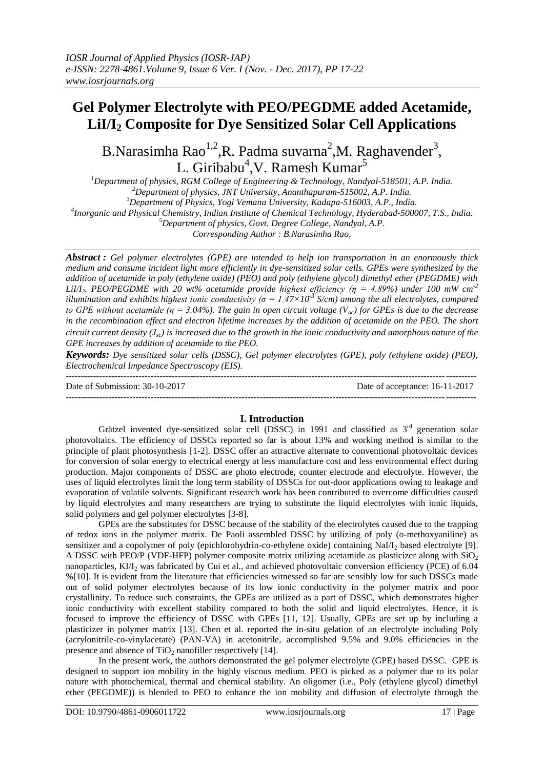# Gel Polymer Electrolyte with PEO/PEGDME added Acetamide, $LiI/I_2$ Composite for Dye Sensitized Solar Cell Applications

B.Narasimha Rao[1,2], R. Padma suvarna[2], M. Raghavender[3], L. Giribabu[4], V. Ramesh Kumar[5]

[1]Department of physics, RGM College of Engineering & Technology, Nandyal-518501, A.P. India.
[2]Department of physics, JNT University, Ananthapuram-515002, A.P. India.
[3]Department of Physics, Yogi Vemana University, Kadapa-516003, A.P., India.
[4]Inorganic and Physical Chemistry, Indian Institute of Chemical Technology, Hyderabad-500007, T.S., India.
[5]Department of physics, Govt. Degree College, Nandyal, A.P.
*Corresponding Author : B.Narasimha Rao,*

***Abstract :*** *Gel polymer electrolytes (GPE) are intended to help ion transportation in an enormously thick medium and consume incident light more efficiently in dye-sensitized solar cells. GPEs were synthesized by the addition of acetamide in poly (ethylene oxide) (PEO) and poly (ethylene glycol) dimethyl ether (PEGDME) with $LiI/I_2$. PEO/PEGDME with 20 wt% acetamide provide highest efficiency ($\eta$ = 4.89%) under 100 mW $cm^{-2}$ illumination and exhibits highest ionic conductivity ($\sigma = 1.47\times10^{-3}$ S/cm) among the all electrolytes, compared to GPE without acetamide ($\eta$ = 3.04%). The gain in open circuit voltage ($V_{oc}$) for GPEs is due to the decrease in the recombination effect and electron lifetime increases by the addition of acetamide on the PEO. The short circuit current density ($J_{sc}$) is increased due to the growth in the ionic conductivity and amorphous nature of the GPE increases by addition of acetamide to the PEO.*

***Keywords:*** *Dye sensitized solar cells (DSSC), Gel polymer electrolytes (GPE), poly (ethylene oxide) (PEO), Electrochemical Impedance Spectroscopy (EIS).*

---

Date of Submission: 30-10-2017 | Date of acceptance: 16-11-2017

---

## I. Introduction

Grätzel invented dye-sensitized solar cell (DSSC) in 1991 and classified as 3rd generation solar photovoltaics. The efficiency of DSSCs reported so far is about 13% and working method is similar to the principle of plant photosynthesis [1-2]. DSSC offer an attractive alternate to conventional photovoltaic devices for conversion of solar energy to electrical energy at less manufacture cost and less environmental effect during production. Major components of DSSC are photo electrode, counter electrode and electrolyte. However, the uses of liquid electrolytes limit the long term stability of DSSCs for out-door applications owing to leakage and evaporation of volatile solvents. Significant research work has been contributed to overcome difficulties caused by liquid electrolytes and many researchers are trying to substitute the liquid electrolytes with ionic liquids, solid polymers and gel polymer electrolytes [3-8].

GPEs are the substitutes for DSSC because of the stability of the electrolytes caused due to the trapping of redox ions in the polymer matrix. De Paoli assembled DSSC by utilizing of poly (o-methoxyaniline) as sensitizer and a copolymer of poly (epichlorohydrin-co-ethylene oxide) containing $NaI/I_2$ based electrolyte [9]. A DSSC with PEO/P (VDF-HFP) polymer composite matrix utilizing acetamide as plasticizer along with $SiO_2$ nanoparticles, $KI/I_2$ was fabricated by Cui et al., and achieved photovoltaic conversion efficiency (PCE) of 6.04 %[10]. It is evident from the literature that efficiencies witnessed so far are sensibly low for such DSSCs made out of solid polymer electrolytes because of its low ionic conductivity in the polymer matrix and poor crystallinity. To reduce such constraints, the GPEs are utilized as a part of DSSC, which demonstrates higher ionic conductivity with excellent stability compared to both the solid and liquid electrolytes. Hence, it is focused to improve the efficiency of DSSC with GPEs [11, 12]. Usually, GPEs are set up by including a plasticizer in polymer matrix [13]. Chen et al. reported the in-situ gelation of an electrolyte including Poly (acrylonitrile-co-vinylacetate) (PAN-VA) in acetonitrile, accomplished 9.5% and 9.0% efficiencies in the presence and absence of $TiO_2$ nanofiller respectively [14].

In the present work, the authors demonstrated the gel polymer electrolyte (GPE) based DSSC. GPE is designed to support ion mobility in the highly viscous medium. PEO is picked as a polymer due to its polar nature with photochemical, thermal and chemical stability. An oligomer (i.e., Poly (ethylene glycol) dimethyl ether (PEGDME)) is blended to PEO to enhance the ion mobility and diffusion of electrolyte through the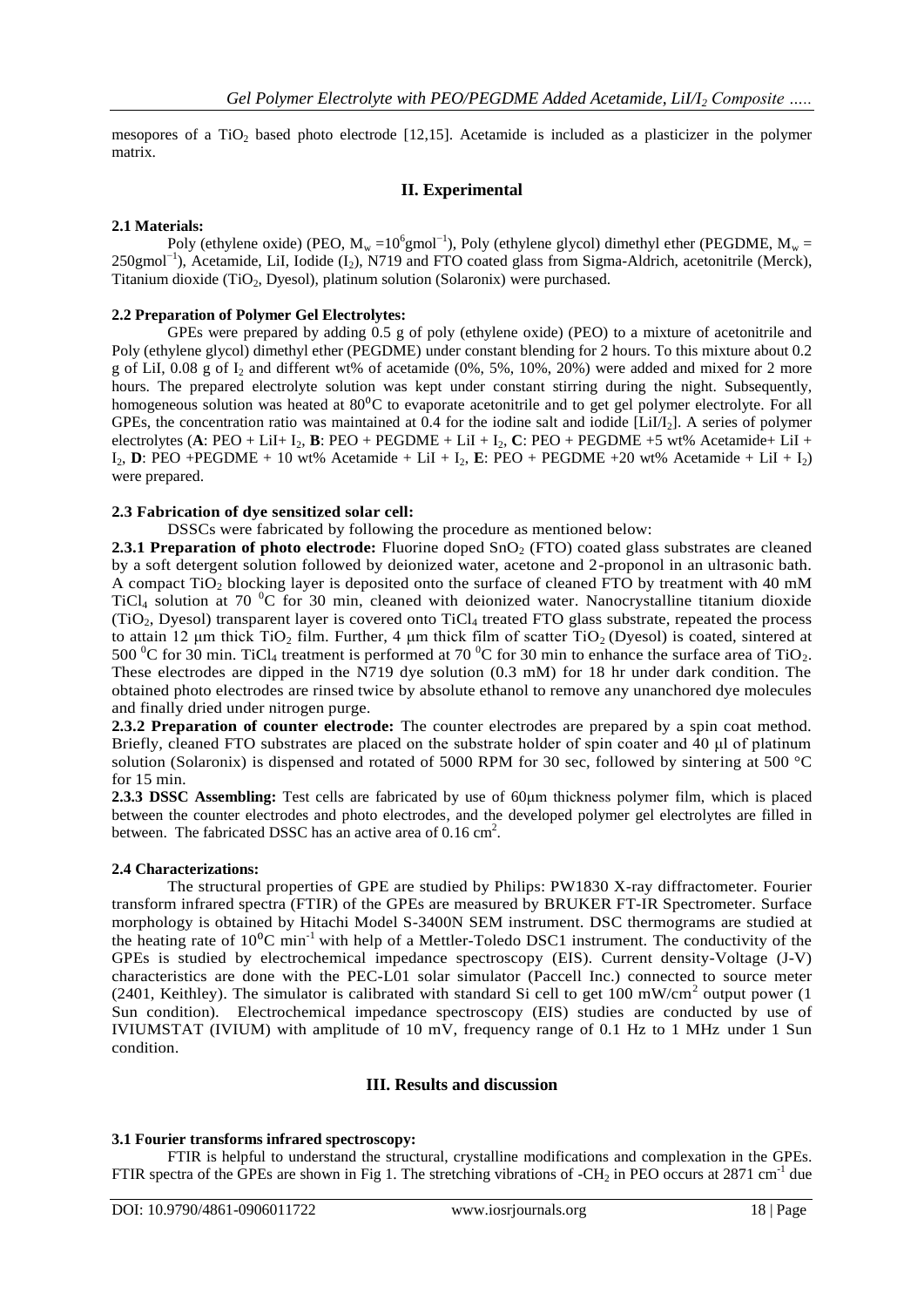mesopores of a $TiO_2$ based photo electrode [12,15]. Acetamide is included as a plasticizer in the polymer matrix.

## II. Experimental

### 2.1 Materials:

Poly (ethylene oxide) (PEO, $M_w = 10^6 gmol^{-1}$), Poly (ethylene glycol) dimethyl ether (PEGDME, $M_w = 250 gmol^{-1}$), Acetamide, LiI, Iodide ($I_2$), N719 and FTO coated glass from Sigma-Aldrich, acetonitrile (Merck), Titanium dioxide ($TiO_2$, Dyesol), platinum solution (Solaronix) were purchased.

### 2.2 Preparation of Polymer Gel Electrolytes:

GPEs were prepared by adding 0.5 g of poly (ethylene oxide) (PEO) to a mixture of acetonitrile and Poly (ethylene glycol) dimethyl ether (PEGDME) under constant blending for 2 hours. To this mixture about 0.2 g of LiI, 0.08 g of $I_2$ and different wt% of acetamide (0%, 5%, 10%, 20%) were added and mixed for 2 more hours. The prepared electrolyte solution was kept under constant stirring during the night. Subsequently, homogeneous solution was heated at $80^0C$ to evaporate acetonitrile and to get gel polymer electrolyte. For all GPEs, the concentration ratio was maintained at 0.4 for the iodine salt and iodide [LiI/$I_2$]. A series of polymer electrolytes (**A**: PEO + LiI+ $I_2$, **B**: PEO + PEGDME + LiI + $I_2$, **C**: PEO + PEGDME +5 wt% Acetamide+ LiI + $I_2$, **D**: PEO +PEGDME + 10 wt% Acetamide + LiI + $I_2$, **E**: PEO + PEGDME +20 wt% Acetamide + LiI + $I_2$) were prepared.

### 2.3 Fabrication of dye sensitized solar cell:

DSSCs were fabricated by following the procedure as mentioned below:

**2.3.1 Preparation of photo electrode:** Fluorine doped $SnO_2$ (FTO) coated glass substrates are cleaned by a soft detergent solution followed by deionized water, acetone and 2-proponol in an ultrasonic bath. A compact $TiO_2$ blocking layer is deposited onto the surface of cleaned FTO by treatment with 40 mM $TiCl_4$ solution at 70 $^0$C for 30 min, cleaned with deionized water. Nanocrystalline titanium dioxide ($TiO_2$, Dyesol) transparent layer is covered onto $TiCl_4$ treated FTO glass substrate, repeated the process to attain 12 μm thick $TiO_2$ film. Further, 4 μm thick film of scatter $TiO_2$ (Dyesol) is coated, sintered at 500 $^0$C for 30 min. $TiCl_4$ treatment is performed at 70 $^0$C for 30 min to enhance the surface area of $TiO_2$. These electrodes are dipped in the N719 dye solution (0.3 mM) for 18 hr under dark condition. The obtained photo electrodes are rinsed twice by absolute ethanol to remove any unanchored dye molecules and finally dried under nitrogen purge.

**2.3.2 Preparation of counter electrode:** The counter electrodes are prepared by a spin coat method. Briefly, cleaned FTO substrates are placed on the substrate holder of spin coater and 40 μl of platinum solution (Solaronix) is dispensed and rotated of 5000 RPM for 30 sec, followed by sintering at 500 °C for 15 min.

**2.3.3 DSSC Assembling:** Test cells are fabricated by use of 60μm thickness polymer film, which is placed between the counter electrodes and photo electrodes, and the developed polymer gel electrolytes are filled in between. The fabricated DSSC has an active area of 0.16 $cm^2$.

### 2.4 Characterizations:

The structural properties of GPE are studied by Philips: PW1830 X-ray diffractometer. Fourier transform infrared spectra (FTIR) of the GPEs are measured by BRUKER FT-IR Spectrometer. Surface morphology is obtained by Hitachi Model S-3400N SEM instrument. DSC thermograms are studied at the heating rate of $10^0C$ $min^{-1}$ with help of a Mettler-Toledo DSC1 instrument. The conductivity of the GPEs is studied by electrochemical impedance spectroscopy (EIS). Current density-Voltage (J-V) characteristics are done with the PEC-L01 solar simulator (Paccell Inc.) connected to source meter (2401, Keithley). The simulator is calibrated with standard Si cell to get 100 $mW/cm^2$ output power (1 Sun condition). Electrochemical impedance spectroscopy (EIS) studies are conducted by use of IVIUMSTAT (IVIUM) with amplitude of 10 mV, frequency range of 0.1 Hz to 1 MHz under 1 Sun condition.

## III. Results and discussion

### 3.1 Fourier transforms infrared spectroscopy:

FTIR is helpful to understand the structural, crystalline modifications and complexation in the GPEs. FTIR spectra of the GPEs are shown in Fig 1. The stretching vibrations of $-CH_2$ in PEO occurs at 2871 $cm^{-1}$ due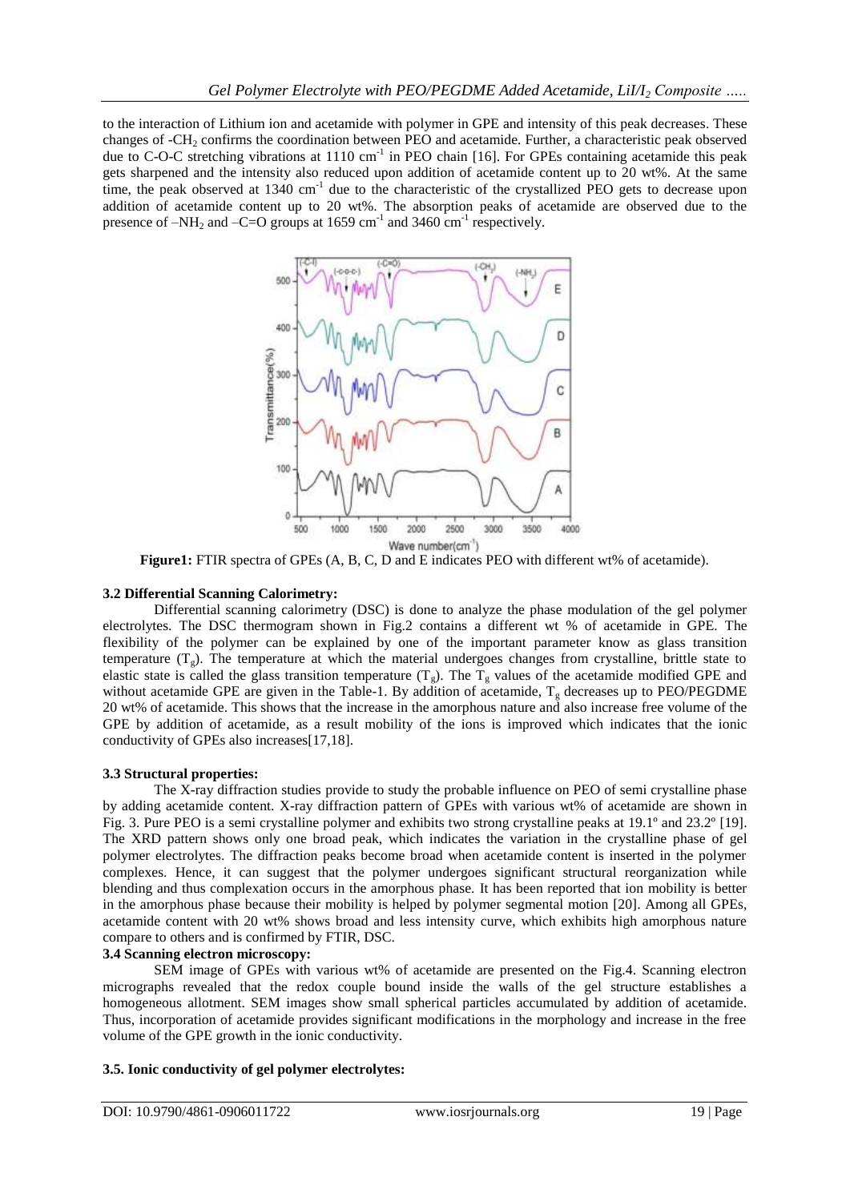to the interaction of Lithium ion and acetamide with polymer in GPE and intensity of this peak decreases. These changes of -$CH_2$ confirms the coordination between PEO and acetamide. Further, a characteristic peak observed due to C-O-C stretching vibrations at 1110 $cm^{-1}$ in PEO chain [16]. For GPEs containing acetamide this peak gets sharpened and the intensity also reduced upon addition of acetamide content up to 20 wt%. At the same time, the peak observed at 1340 $cm^{-1}$ due to the characteristic of the crystallized PEO gets to decrease upon addition of acetamide content up to 20 wt%. The absorption peaks of acetamide are observed due to the presence of –$NH_2$ and –C=O groups at 1659 $cm^{-1}$ and 3460 $cm^{-1}$ respectively.

**Figure1:** FTIR spectra of GPEs (A, B, C, D and E indicates PEO with different wt% of acetamide).

### 3.2 Differential Scanning Calorimetry:

Differential scanning calorimetry (DSC) is done to analyze the phase modulation of the gel polymer electrolytes. The DSC thermogram shown in Fig.2 contains a different wt % of acetamide in GPE. The flexibility of the polymer can be explained by one of the important parameter know as glass transition temperature ($T_g$). The temperature at which the material undergoes changes from crystalline, brittle state to elastic state is called the glass transition temperature ($T_g$). The $T_g$ values of the acetamide modified GPE and without acetamide GPE are given in the Table-1. By addition of acetamide, $T_g$ decreases up to PEO/PEGDME 20 wt% of acetamide. This shows that the increase in the amorphous nature and also increase free volume of the GPE by addition of acetamide, as a result mobility of the ions is improved which indicates that the ionic conductivity of GPEs also increases[17,18].

### 3.3 Structural properties:

The X-ray diffraction studies provide to study the probable influence on PEO of semi crystalline phase by adding acetamide content. X-ray diffraction pattern of GPEs with various wt% of acetamide are shown in Fig. 3. Pure PEO is a semi crystalline polymer and exhibits two strong crystalline peaks at 19.1º and 23.2º [19]. The XRD pattern shows only one broad peak, which indicates the variation in the crystalline phase of gel polymer electrolytes. The diffraction peaks become broad when acetamide content is inserted in the polymer complexes. Hence, it can suggest that the polymer undergoes significant structural reorganization while blending and thus complexation occurs in the amorphous phase. It has been reported that ion mobility is better in the amorphous phase because their mobility is helped by polymer segmental motion [20]. Among all GPEs, acetamide content with 20 wt% shows broad and less intensity curve, which exhibits high amorphous nature compare to others and is confirmed by FTIR, DSC.

### 3.4 Scanning electron microscopy:

SEM image of GPEs with various wt% of acetamide are presented on the Fig.4. Scanning electron micrographs revealed that the redox couple bound inside the walls of the gel structure establishes a homogeneous allotment. SEM images show small spherical particles accumulated by addition of acetamide. Thus, incorporation of acetamide provides significant modifications in the morphology and increase in the free volume of the GPE growth in the ionic conductivity.

### 3.5. Ionic conductivity of gel polymer electrolytes: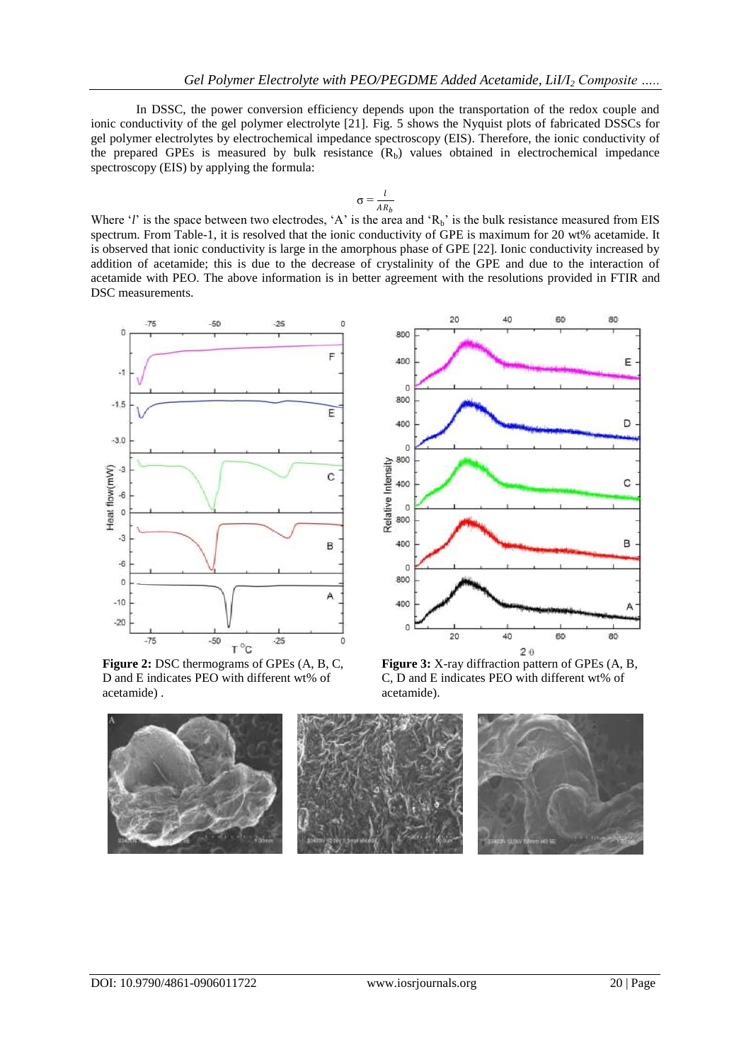In DSSC, the power conversion efficiency depends upon the transportation of the redox couple and ionic conductivity of the gel polymer electrolyte [21]. Fig. 5 shows the Nyquist plots of fabricated DSSCs for gel polymer electrolytes by electrochemical impedance spectroscopy (EIS). Therefore, the ionic conductivity of the prepared GPEs is measured by bulk resistance ($R_b$) values obtained in electrochemical impedance spectroscopy (EIS) by applying the formula:

$$\sigma = \frac{l}{AR_b}$$

Where '$l$' is the space between two electrodes, 'A' is the area and '$R_b$' is the bulk resistance measured from EIS spectrum. From Table-1, it is resolved that the ionic conductivity of GPE is maximum for 20 wt% acetamide. It is observed that ionic conductivity is large in the amorphous phase of GPE [22]. Ionic conductivity increased by addition of acetamide; this is due to the decrease of crystalinity of the GPE and due to the interaction of acetamide with PEO. The above information is in better agreement with the resolutions provided in FTIR and DSC measurements.

**Figure 2:** DSC thermograms of GPEs (A, B, C, D and E indicates PEO with different wt% of acetamide) .

**Figure 3:** X-ray diffraction pattern of GPEs (A, B, C, D and E indicates PEO with different wt% of acetamide).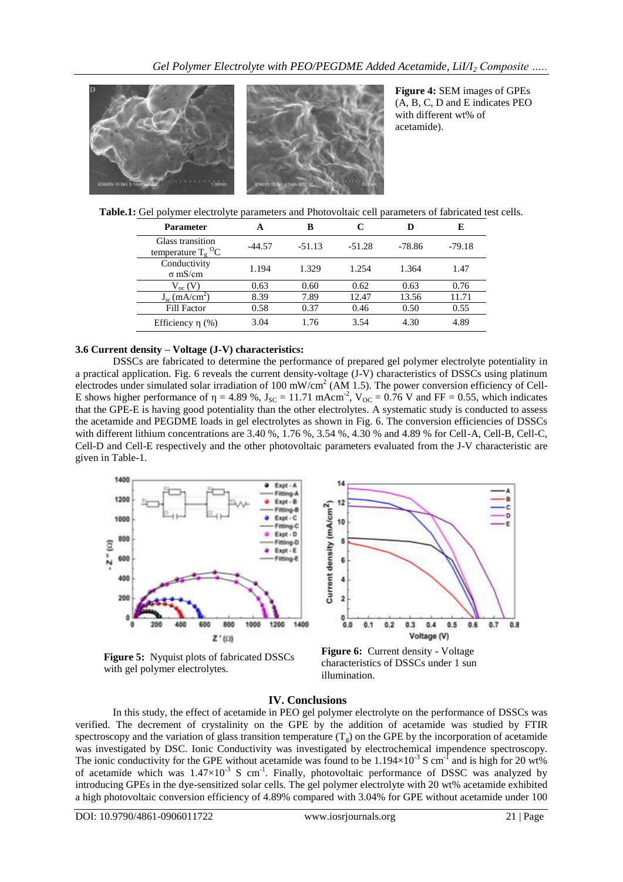**Figure 4:** SEM images of GPEs (A, B, C, D and E indicates PEO with different wt% of acetamide).

**Table.1:** Gel polymer electrolyte parameters and Photovoltaic cell parameters of fabricated test cells.

| Parameter | A | B | C | D | E |
|---|---|---|---|---|---|
| Glass transition temperature $T_g$ $^{O}C$ | -44.57 | -51.13 | -51.28 | -78.86 | -79.18 |
| Conductivity σ mS/cm | 1.194 | 1.329 | 1.254 | 1.364 | 1.47 |
| $V_{oc}$ (V) | 0.63 | 0.60 | 0.62 | 0.63 | 0.76 |
| $J_{sc}$ (mA/cm$^2$) | 8.39 | 7.89 | 12.47 | 13.56 | 11.71 |
| Fill Factor | 0.58 | 0.37 | 0.46 | 0.50 | 0.55 |
| Efficiency η (%) | 3.04 | 1.76 | 3.54 | 4.30 | 4.89 |

### 3.6 Current density – Voltage (J-V) characteristics:

DSSCs are fabricated to determine the performance of prepared gel polymer electrolyte potentiality in a practical application. Fig. 6 reveals the current density-voltage (J-V) characteristics of DSSCs using platinum electrodes under simulated solar irradiation of 100 mW/cm$^2$ (AM 1.5). The power conversion efficiency of Cell-E shows higher performance of η = 4.89 %, $J_{SC}$ = 11.71 mAcm$^{-2}$, $V_{OC}$ = 0.76 V and FF = 0.55, which indicates that the GPE-E is having good potentiality than the other electrolytes. A systematic study is conducted to assess the acetamide and PEGDME loads in gel electrolytes as shown in Fig. 6. The conversion efficiencies of DSSCs with different lithium concentrations are 3.40 %, 1.76 %, 3.54 %, 4.30 % and 4.89 % for Cell-A, Cell-B, Cell-C, Cell-D and Cell-E respectively and the other photovoltaic parameters evaluated from the J-V characteristic are given in Table-1.

**Figure 5:** Nyquist plots of fabricated DSSCs with gel polymer electrolytes.

**Figure 6:** Current density - Voltage characteristics of DSSCs under 1 sun illumination.

## IV. Conclusions

In this study, the effect of acetamide in PEO gel polymer electrolyte on the performance of DSSCs was verified. The decrement of crystalinity on the GPE by the addition of acetamide was studied by FTIR spectroscopy and the variation of glass transition temperature ($T_g$) on the GPE by the incorporation of acetamide was investigated by DSC. Ionic Conductivity was investigated by electrochemical impendence spectroscopy. The ionic conductivity for the GPE without acetamide was found to be $1.194\times10^{-3}$ S cm$^{-1}$ and is high for 20 wt% of acetamide which was $1.47\times10^{-3}$ S cm$^{-1}$. Finally, photovoltaic performance of DSSC was analyzed by introducing GPEs in the dye-sensitized solar cells. The gel polymer electrolyte with 20 wt% acetamide exhibited a high photovoltaic conversion efficiency of 4.89% compared with 3.04% for GPE without acetamide under 100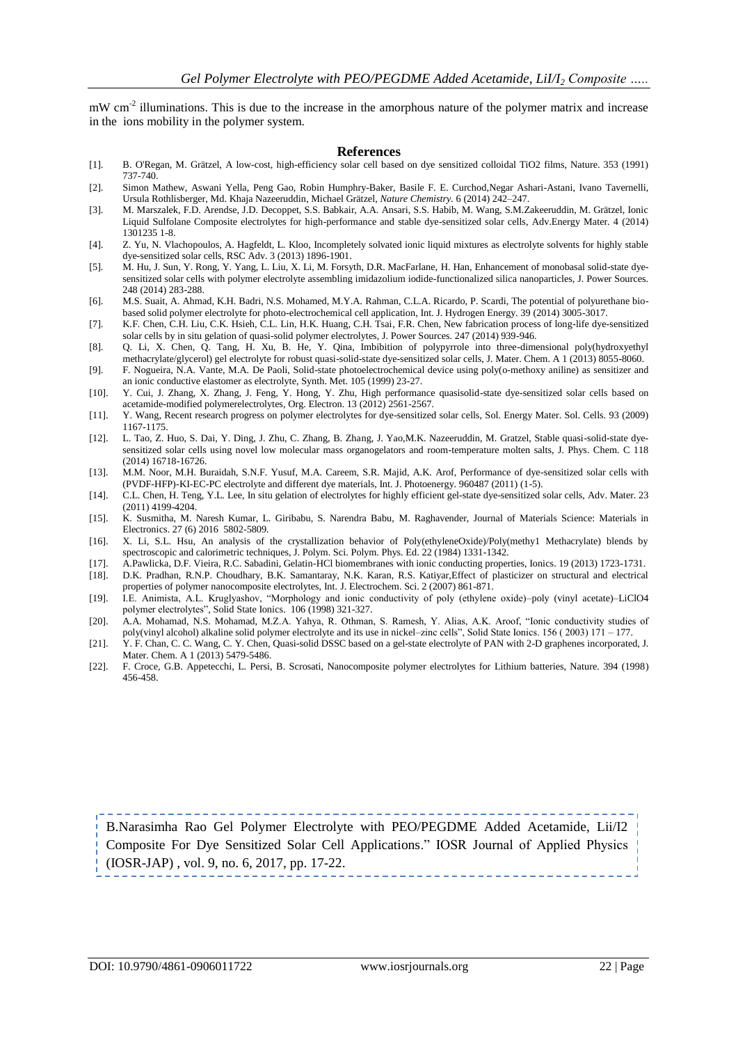$mW\ cm^{-2}$ illuminations. This is due to the increase in the amorphous nature of the polymer matrix and increase in the ions mobility in the polymer system.

## References

[1]. B. O'Regan, M. Grätzel, A low-cost, high-efficiency solar cell based on dye sensitized colloidal TiO2 films, Nature. 353 (1991) 737-740.

[2]. Simon Mathew, Aswani Yella, Peng Gao, Robin Humphry-Baker, Basile F. E. Curchod,Negar Ashari-Astani, Ivano Tavernelli, Ursula Rothlisberger, Md. Khaja Nazeeruddin, Michael Grätzel, *Nature Chemistry.* 6 (2014) 242–247.

[3]. M. Marszalek, F.D. Arendse, J.D. Decoppet, S.S. Babkair, A.A. Ansari, S.S. Habib, M. Wang, S.M.Zakeeruddin, M. Grätzel, Ionic Liquid Sulfolane Composite electrolytes for high-performance and stable dye-sensitized solar cells, Adv.Energy Mater. 4 (2014) 1301235 1-8.

[4]. Z. Yu, N. Vlachopoulos, A. Hagfeldt, L. Kloo, Incompletely solvated ionic liquid mixtures as electrolyte solvents for highly stable dye-sensitized solar cells, RSC Adv. 3 (2013) 1896-1901.

[5]. M. Hu, J. Sun, Y. Rong, Y. Yang, L. Liu, X. Li, M. Forsyth, D.R. MacFarlane, H. Han, Enhancement of monobasal solid-state dye-sensitized solar cells with polymer electrolyte assembling imidazolium iodide-functionalized silica nanoparticles, J. Power Sources. 248 (2014) 283-288.

[6]. M.S. Suait, A. Ahmad, K.H. Badri, N.S. Mohamed, M.Y.A. Rahman, C.L.A. Ricardo, P. Scardi, The potential of polyurethane bio-based solid polymer electrolyte for photo-electrochemical cell application, Int. J. Hydrogen Energy. 39 (2014) 3005-3017.

[7]. K.F. Chen, C.H. Liu, C.K. Hsieh, C.L. Lin, H.K. Huang, C.H. Tsai, F.R. Chen, New fabrication process of long-life dye-sensitized solar cells by in situ gelation of quasi-solid polymer electrolytes, J. Power Sources. 247 (2014) 939-946.

[8]. Q. Li, X. Chen, Q. Tang, H. Xu, B. He, Y. Qina, Imbibition of polypyrrole into three-dimensional poly(hydroxyethyl methacrylate/glycerol) gel electrolyte for robust quasi-solid-state dye-sensitized solar cells, J. Mater. Chem. A 1 (2013) 8055-8060.

[9]. F. Nogueira, N.A. Vante, M.A. De Paoli, Solid-state photoelectrochemical device using poly(o-methoxy aniline) as sensitizer and an ionic conductive elastomer as electrolyte, Synth. Met. 105 (1999) 23-27.

[10]. Y. Cui, J. Zhang, X. Zhang, J. Feng, Y. Hong, Y. Zhu, High performance quasisolid-state dye-sensitized solar cells based on acetamide-modified polymerelectrolytes, Org. Electron. 13 (2012) 2561-2567.

[11]. Y. Wang, Recent research progress on polymer electrolytes for dye-sensitized solar cells, Sol. Energy Mater. Sol. Cells. 93 (2009) 1167-1175.

[12]. L. Tao, Z. Huo, S. Dai, Y. Ding, J. Zhu, C. Zhang, B. Zhang, J. Yao,M.K. Nazeeruddin, M. Gratzel, Stable quasi-solid-state dye-sensitized solar cells using novel low molecular mass organogelators and room-temperature molten salts, J. Phys. Chem. C 118 (2014) 16718-16726.

[13]. M.M. Noor, M.H. Buraidah, S.N.F. Yusuf, M.A. Careem, S.R. Majid, A.K. Arof, Performance of dye-sensitized solar cells with (PVDF-HFP)-KI-EC-PC electrolyte and different dye materials, Int. J. Photoenergy. 960487 (2011) (1-5).

[14]. C.L. Chen, H. Teng, Y.L. Lee, In situ gelation of electrolytes for highly efficient gel-state dye-sensitized solar cells, Adv. Mater. 23 (2011) 4199-4204.

[15]. K. Susmitha, M. Naresh Kumar, L. Giribabu, S. Narendra Babu, M. Raghavender, Journal of Materials Science: Materials in Electronics. 27 (6) 2016 5802-5809.

[16]. X. Li, S.L. Hsu, An analysis of the crystallization behavior of Poly(ethyleneOxide)/Poly(methy1 Methacrylate) blends by spectroscopic and calorimetric techniques, J. Polym. Sci. Polym. Phys. Ed. 22 (1984) 1331-1342.

[17]. A.Pawlicka, D.F. Vieira, R.C. Sabadini, Gelatin-HCl biomembranes with ionic conducting properties, Ionics. 19 (2013) 1723-1731.

[18]. D.K. Pradhan, R.N.P. Choudhary, B.K. Samantaray, N.K. Karan, R.S. Katiyar,Effect of plasticizer on structural and electrical properties of polymer nanocomposite electrolytes, Int. J. Electrochem. Sci. 2 (2007) 861-871.

[19]. I.E. Animista, A.L. Kruglyashov, "Morphology and ionic conductivity of poly (ethylene oxide)–poly (vinyl acetate)–LiClO4 polymer electrolytes", Solid State Ionics. 106 (1998) 321-327.

[20]. A.A. Mohamad, N.S. Mohamad, M.Z.A. Yahya, R. Othman, S. Ramesh, Y. Alias, A.K. Aroof, "Ionic conductivity studies of poly(vinyl alcohol) alkaline solid polymer electrolyte and its use in nickel–zinc cells", Solid State Ionics. 156 ( 2003) 171 – 177.

[21]. Y. F. Chan, C. C. Wang, C. Y. Chen, Quasi-solid DSSC based on a gel-state electrolyte of PAN with 2-D graphenes incorporated, J. Mater. Chem. A 1 (2013) 5479-5486.

[22]. F. Croce, G.B. Appetecchi, L. Persi, B. Scrosati, Nanocomposite polymer electrolytes for Lithium batteries, Nature. 394 (1998) 456-458.

B.Narasimha Rao Gel Polymer Electrolyte with PEO/PEGDME Added Acetamide, Lii/I2 Composite For Dye Sensitized Solar Cell Applications." IOSR Journal of Applied Physics (IOSR-JAP) , vol. 9, no. 6, 2017, pp. 17-22.